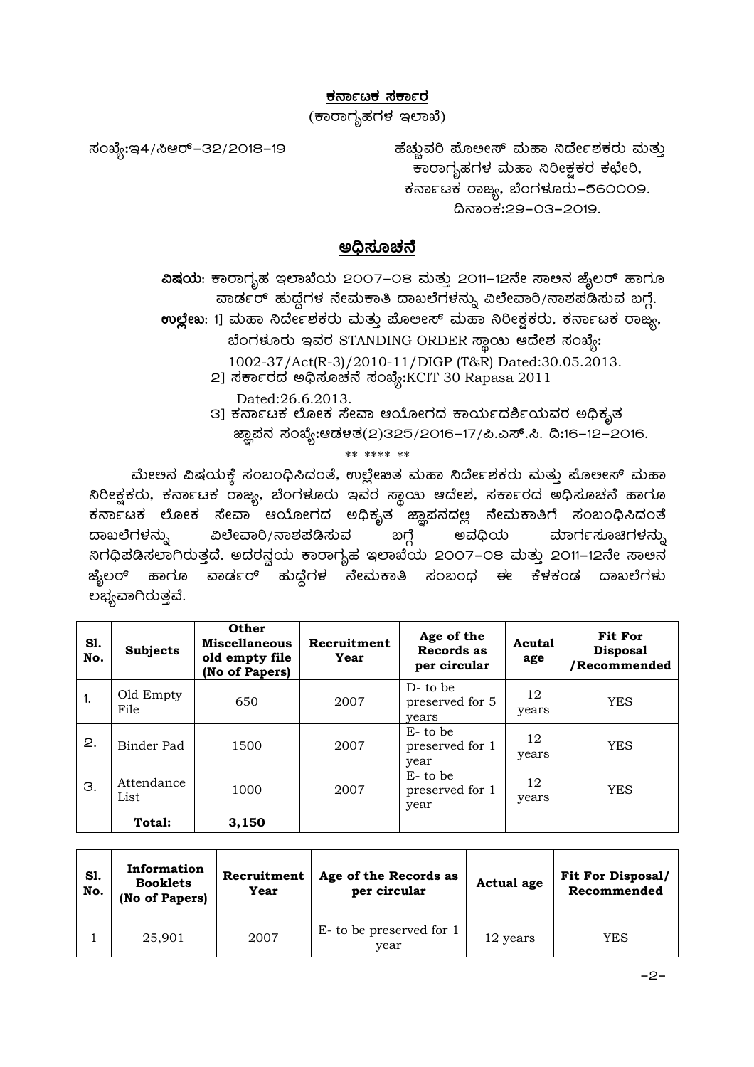**ಕರ್ನಾಟಕ ಸರ್ಕಾರ**

(ಕಾರಾಗೃಹಗಳ ಇಲಾಖೆ)

ಸಂಖ್ಯೆ:ಇ4/ಸಿಆರ್–32/2018–19

ಹೆಚ್ಚುವರಿ ಪೊಲೀಸ್ ಮಹಾ ನಿರ್ದೇಶಕರು ಮತ್ತು
ಕಾರಾಗೃಹಗಳ ಮಹಾ ನಿರೀಕ್ಷಕರ ಕಛೇರಿ,
ಕರ್ನಾಟಕ ರಾಜ್ಯ, ಬೆಂಗಳೂರು–560009.
ದಿನಾಂಕ:29–03–2019.

## ಅಧಿಸೂಚನೆ

**ವಿಷಯ:** ಕಾರಾಗೃಹ ಇಲಾಖೆಯ 2007–08 ಮತ್ತು 2011–12ನೇ ಸಾಲಿನ ಜೈಲರ್ ಹಾಗೂ ವಾರ್ಡರ್ ಹುದ್ದೆಗಳ ನೇಮಕಾತಿ ದಾಖಲೆಗಳನ್ನು ವಿಲೇವಾರಿ/ನಾಶಪಡಿಸುವ ಬಗ್ಗೆ.

**ಉಲ್ಲೇಖ:** 1] ಮಹಾ ನಿರ್ದೇಶಕರು ಮತ್ತು ಪೊಲೀಸ್ ಮಹಾ ನಿರೀಕ್ಷಕರು, ಕರ್ನಾಟಕ ರಾಜ್ಯ, ಬೆಂಗಳೂರು ಇವರ STANDING ORDER ಸ್ಥಾಯಿ ಆದೇಶ ಸಂಖ್ಯೆ: 1002-37/Act(R-3)/2010-11/DIGP (T&R) Dated:30.05.2013.
2] ಸರ್ಕಾರದ ಅಧಿಸೂಚನೆ ಸಂಖ್ಯೆ:KCIT 30 Rapasa 2011 Dated:26.6.2013.
3] ಕರ್ನಾಟಕ ಲೋಕ ಸೇವಾ ಆಯೋಗದ ಕಾರ್ಯದರ್ಶಿಯವರ ಅಧಿಕೃತ ಜ್ಞಾಪನ ಸಂಖ್ಯೆ:ಆಡಳಿತ(2)325/2016–17/ಪಿ.ಎಸ್.ಸಿ. ದಿ:16–12–2016.

** **** **

ಮೇಲಿನ ವಿಷಯಕ್ಕೆ ಸಂಬಂಧಿಸಿದಂತೆ, ಉಲ್ಲೇಖಿತ ಮಹಾ ನಿರ್ದೇಶಕರು ಮತ್ತು ಪೊಲೀಸ್ ಮಹಾ ನಿರೀಕ್ಷಕರು, ಕರ್ನಾಟಕ ರಾಜ್ಯ, ಬೆಂಗಳೂರು ಇವರ ಸ್ಥಾಯಿ ಆದೇಶ, ಸರ್ಕಾರದ ಅಧಿಸೂಚನೆ ಹಾಗೂ ಕರ್ನಾಟಕ ಲೋಕ ಸೇವಾ ಆಯೋಗದ ಅಧಿಕೃತ ಜ್ಞಾಪನದಲ್ಲಿ ನೇಮಕಾತಿಗೆ ಸಂಬಂಧಿಸಿದಂತೆ ದಾಖಲೆಗಳನ್ನು ವಿಲೇವಾರಿ/ನಾಶಪಡಿಸುವ ಬಗ್ಗೆ ಅವಧಿಯ ಮಾರ್ಗಸೂಚಿಗಳನ್ನು ನಿಗಧಿಪಡಿಸಲಾಗಿರುತ್ತದೆ. ಅದರನ್ವಯ ಕಾರಾಗೃಹ ಇಲಾಖೆಯ 2007–08 ಮತ್ತು 2011–12ನೇ ಸಾಲಿನ ಜೈಲರ್ ಹಾಗೂ ವಾರ್ಡರ್ ಹುದ್ದೆಗಳ ನೇಮಕಾತಿ ಸಂಬಂಧ ಈ ಕೆಳಕಂಡ ದಾಖಲೆಗಳು ಲಭ್ಯವಾಗಿರುತ್ತವೆ.

| Sl. No. | Subjects | Other Miscellaneous old empty file (No of Papers) | Recruitment Year | Age of the Records as per circular | Acutal age | Fit For Disposal /Recommended |
|---|---|---|---|---|---|---|
| 1. | Old Empty File | 650 | 2007 | D- to be preserved for 5 years | 12 years | YES |
| 2. | Binder Pad | 1500 | 2007 | E- to be preserved for 1 year | 12 years | YES |
| 3. | Attendance List | 1000 | 2007 | E- to be preserved for 1 year | 12 years | YES |
| | **Total:** | **3,150** | | | | |

| Sl. No. | Information Booklets (No of Papers) | Recruitment Year | Age of the Records as per circular | Actual age | Fit For Disposal/ Recommended |
|---|---|---|---|---|---|
| 1 | 25,901 | 2007 | E- to be preserved for 1 year | 12 years | YES |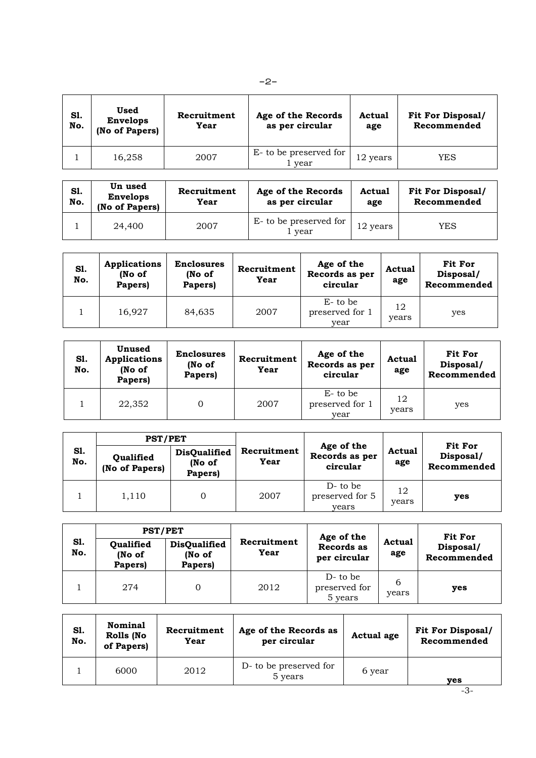| Sl. No. | Used Envelops (No of Papers) | Recruitment Year | Age of the Records as per circular | Actual age | Fit For Disposal/ Recommended |
|---|---|---|---|---|---|
| 1 | 16,258 | 2007 | E- to be preserved for 1 year | 12 years | YES |

| Sl. No. | Un used Envelops (No of Papers) | Recruitment Year | Age of the Records as per circular | Actual age | Fit For Disposal/ Recommended |
|---|---|---|---|---|---|
| 1 | 24,400 | 2007 | E- to be preserved for 1 year | 12 years | YES |

| Sl. No. | Applications (No of Papers) | Enclosures (No of Papers) | Recruitment Year | Age of the Records as per circular | Actual age | Fit For Disposal/ Recommended |
|---|---|---|---|---|---|---|
| 1 | 16,927 | 84,635 | 2007 | E- to be preserved for 1 year | 12 years | yes |

| Sl. No. | Unused Applications (No of Papers) | Enclosures (No of Papers) | Recruitment Year | Age of the Records as per circular | Actual age | Fit For Disposal/ Recommended |
|---|---|---|---|---|---|---|
| 1 | 22,352 | 0 | 2007 | E- to be preserved for 1 year | 12 years | yes |

| Sl. No. | PST/PET | | Recruitment Year | Age of the Records as per circular | Actual age | Fit For Disposal/ Recommended |
|---|---|---|---|---|---|---|
| | Qualified (No of Papers) | DisQualified (No of Papers) | | | | |
| 1 | 1,110 | 0 | 2007 | D- to be preserved for 5 years | 12 years | **yes** |

| Sl. No. | PST/PET | | Recruitment Year | Age of the Records as per circular | Actual age | Fit For Disposal/ Recommended |
|---|---|---|---|---|---|---|
| | Qualified (No of Papers) | DisQualified (No of Papers) | | | | |
| 1 | 274 | 0 | 2012 | D- to be preserved for 5 years | 6 years | **yes** |

| Sl. No. | Nominal Rolls (No of Papers) | Recruitment Year | Age of the Records as per circular | Actual age | Fit For Disposal/ Recommended |
|---|---|---|---|---|---|
| 1 | 6000 | 2012 | D- to be preserved for 5 years | 6 year | **yes** |

-3-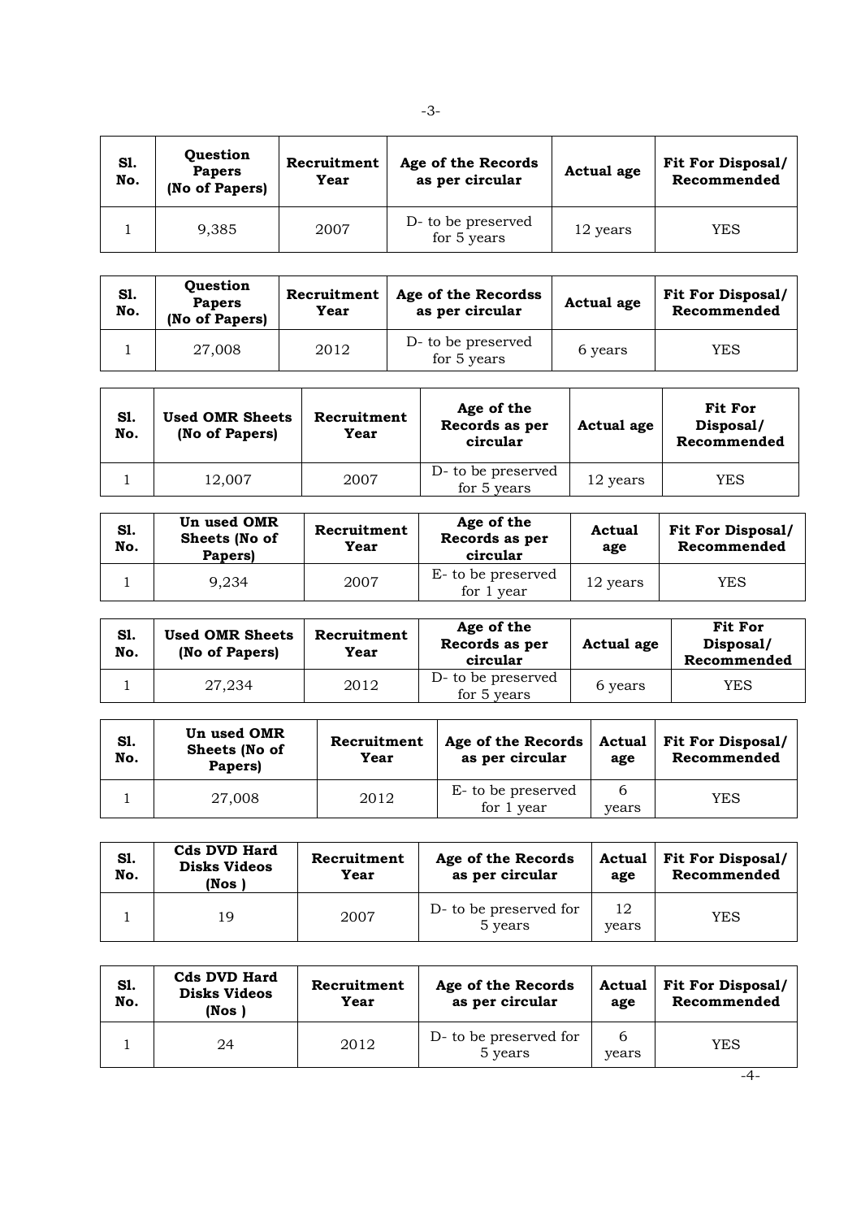| Sl. No. | Question Papers (No of Papers) | Recruitment Year | Age of the Records as per circular | Actual age | Fit For Disposal/ Recommended |
|---|---|---|---|---|---|
| 1 | 9,385 | 2007 | D- to be preserved for 5 years | 12 years | YES |

| Sl. No. | Question Papers (No of Papers) | Recruitment Year | Age of the Recordss as per circular | Actual age | Fit For Disposal/ Recommended |
|---|---|---|---|---|---|
| 1 | 27,008 | 2012 | D- to be preserved for 5 years | 6 years | YES |

| Sl. No. | Used OMR Sheets (No of Papers) | Recruitment Year | Age of the Records as per circular | Actual age | Fit For Disposal/ Recommended |
|---|---|---|---|---|---|
| 1 | 12,007 | 2007 | D- to be preserved for 5 years | 12 years | YES |

| Sl. No. | Un used OMR Sheets (No of Papers) | Recruitment Year | Age of the Records as per circular | Actual age | Fit For Disposal/ Recommended |
|---|---|---|---|---|---|
| 1 | 9,234 | 2007 | E- to be preserved for 1 year | 12 years | YES |

| Sl. No. | Used OMR Sheets (No of Papers) | Recruitment Year | Age of the Records as per circular | Actual age | Fit For Disposal/ Recommended |
|---|---|---|---|---|---|
| 1 | 27,234 | 2012 | D- to be preserved for 5 years | 6 years | YES |

| Sl. No. | Un used OMR Sheets (No of Papers) | Recruitment Year | Age of the Records as per circular | Actual age | Fit For Disposal/ Recommended |
|---|---|---|---|---|---|
| 1 | 27,008 | 2012 | E- to be preserved for 1 year | 6 years | YES |

| Sl. No. | Cds DVD Hard Disks Videos (Nos ) | Recruitment Year | Age of the Records as per circular | Actual age | Fit For Disposal/ Recommended |
|---|---|---|---|---|---|
| 1 | 19 | 2007 | D- to be preserved for 5 years | 12 years | YES |

| Sl. No. | Cds DVD Hard Disks Videos (Nos ) | Recruitment Year | Age of the Records as per circular | Actual age | Fit For Disposal/ Recommended |
|---|---|---|---|---|---|
| 1 | 24 | 2012 | D- to be preserved for 5 years | 6 years | YES |

-4-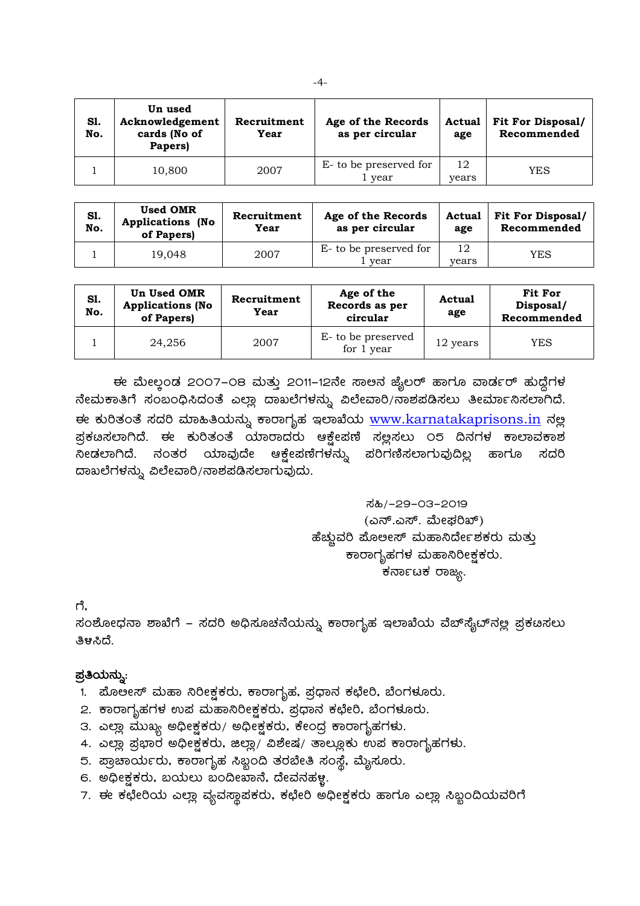| Sl. No. | Un used Acknowledgement cards (No of Papers) | Recruitment Year | Age of the Records as per circular | Actual age | Fit For Disposal/ Recommended |
|---|---|---|---|---|---|
| 1 | 10,800 | 2007 | E- to be preserved for 1 year | 12 years | YES |

| Sl. No. | Used OMR Applications (No of Papers) | Recruitment Year | Age of the Records as per circular | Actual age | Fit For Disposal/ Recommended |
|---|---|---|---|---|---|
| 1 | 19,048 | 2007 | E- to be preserved for 1 year | 12 years | YES |

| Sl. No. | Un Used OMR Applications (No of Papers) | Recruitment Year | Age of the Records as per circular | Actual age | Fit For Disposal/ Recommended |
|---|---|---|---|---|---|
| 1 | 24,256 | 2007 | E- to be preserved for 1 year | 12 years | YES |

ಈ ಮೇಲ್ಕಂಡ 2007-08 ಮತ್ತು 2011-12ನೇ ಸಾಲಿನ ಜೈಲರ್ ಹಾಗೂ ವಾರ್ಡರ್ ಹುದ್ದೆಗಳ ನೇಮಕಾತಿಗೆ ಸಂಬಂಧಿಸಿದಂತೆ ಎಲ್ಲಾ ದಾಖಲೆಗಳನ್ನು ವಿಲೇವಾರಿ/ನಾಶಪಡಿಸಲು ತೀರ್ಮಾನಿಸಲಾಗಿದೆ. ಈ ಕುರಿತಂತೆ ಸದರಿ ಮಾಹಿತಿಯನ್ನು ಕಾರಾಗೃಹ ಇಲಾಖೆಯ www.karnatakaprisons.in ನಲ್ಲಿ ಪ್ರಕಟಿಸಲಾಗಿದೆ. ಈ ಕುರಿತಂತೆ ಯಾರಾದರು ಆಕ್ಷೇಪಣೆ ಸಲ್ಲಿಸಲು 05 ದಿನಗಳ ಕಾಲಾವಕಾಶ ನೀಡಲಾಗಿದೆ. ನಂತರ ಯಾವುದೇ ಆಕ್ಷೇಪಣೆಗಳನ್ನು ಪರಿಗಣಿಸಲಾಗುವುದಿಲ್ಲ ಹಾಗೂ ಸದರಿ ದಾಖಲೆಗಳನ್ನು ವಿಲೇವಾರಿ/ನಾಶಪಡಿಸಲಾಗುವುದು.

ಸಹಿ/-29-03-2019
(ಎನ್.ಎಸ್. ಮೇಘರಿಖ್)
ಹೆಚ್ಚುವರಿ ಪೊಲೀಸ್ ಮಹಾನಿರ್ದೇಶಕರು ಮತ್ತು
ಕಾರಾಗೃಹಗಳ ಮಹಾನಿರೀಕ್ಷಕರು.
ಕರ್ನಾಟಕ ರಾಜ್ಯ.

ಗೆ,
ಸಂಶೋಧನಾ ಶಾಖೆಗೆ – ಸದರಿ ಅಧಿಸೂಚನೆಯನ್ನು ಕಾರಾಗೃಹ ಇಲಾಖೆಯ ವೆಬ್‌ಸೈಟ್‌ನಲ್ಲಿ ಪ್ರಕಟಿಸಲು ತಿಳಿಸಿದೆ.

**ಪ್ರತಿಯನ್ನು:**

1. ಪೊಲೀಸ್ ಮಹಾ ನಿರೀಕ್ಷಕರು, ಕಾರಾಗೃಹ, ಪ್ರಧಾನ ಕಛೇರಿ, ಬೆಂಗಳೂರು.
2. ಕಾರಾಗೃಹಗಳ ಉಪ ಮಹಾನಿರೀಕ್ಷಕರು, ಪ್ರಧಾನ ಕಛೇರಿ, ಬೆಂಗಳೂರು.
3. ಎಲ್ಲಾ ಮುಖ್ಯ ಅಧೀಕ್ಷಕರು/ ಅಧೀಕ್ಷಕರು, ಕೇಂದ್ರ ಕಾರಾಗೃಹಗಳು.
4. ಎಲ್ಲಾ ಪ್ರಭಾರ ಅಧೀಕ್ಷಕರು, ಜಿಲ್ಲಾ/ ವಿಶೇಷ/ ತಾಲ್ಲೂಕು ಉಪ ಕಾರಾಗೃಹಗಳು.
5. ಪ್ರಾಚಾರ್ಯರು, ಕಾರಾಗೃಹ ಸಿಬ್ಬಂದಿ ತರಬೇತಿ ಸಂಸ್ಥೆ, ಮೈಸೂರು.
6. ಅಧೀಕ್ಷಕರು, ಬಯಲು ಬಂದೀಖಾನೆ, ದೇವನಹಳ್ಳಿ.
7. ಈ ಕಛೇರಿಯ ಎಲ್ಲಾ ವ್ಯವಸ್ಥಾಪಕರು, ಕಛೇರಿ ಅಧೀಕ್ಷಕರು ಹಾಗೂ ಎಲ್ಲಾ ಸಿಬ್ಬಂದಿಯವರಿಗೆ